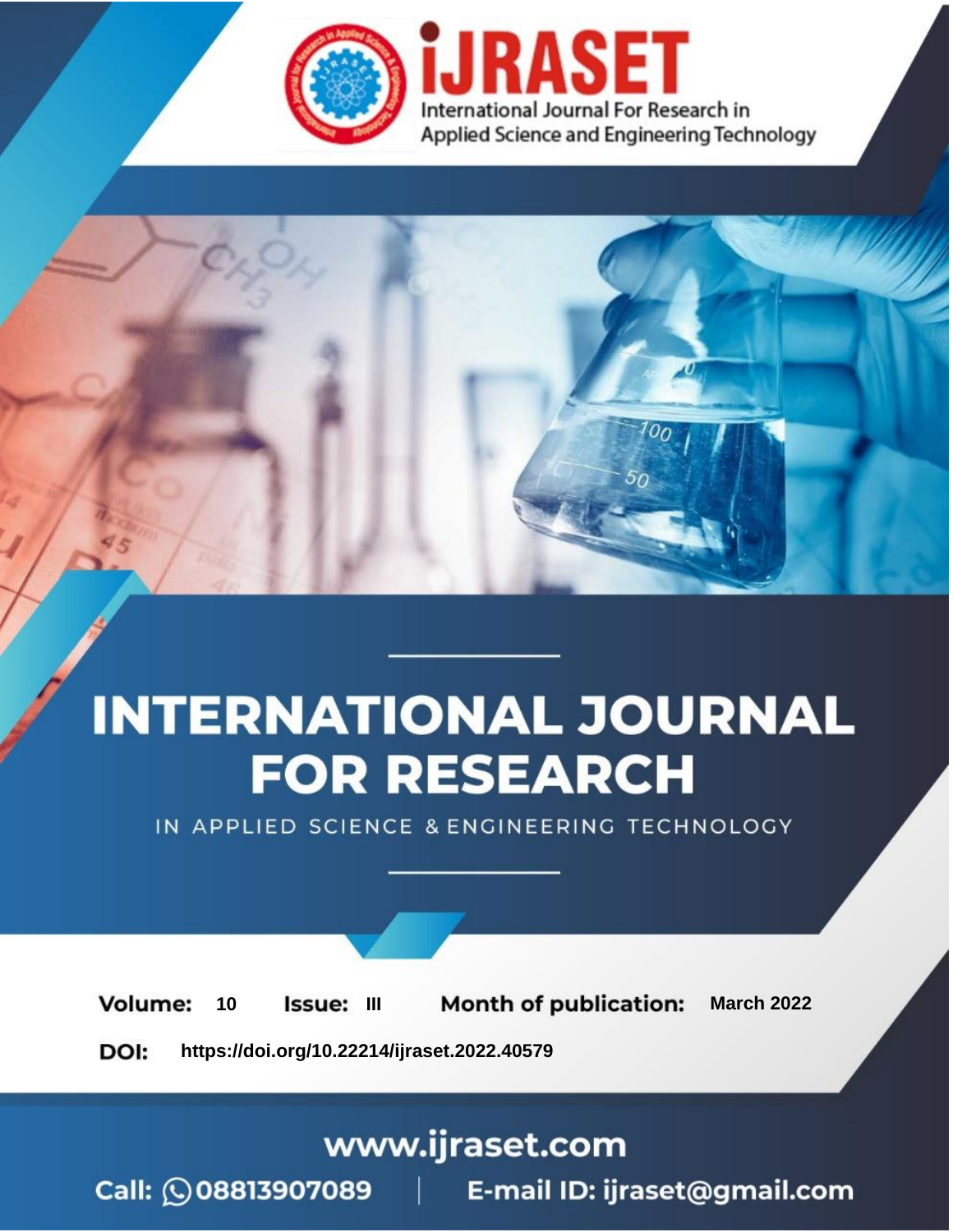iJRASET

International Journal For Research in Applied Science and Engineering Technology

# INTERNATIONAL JOURNAL FOR RESEARCH

IN APPLIED SCIENCE & ENGINEERING TECHNOLOGY

**Volume:** 10 **Issue:** III **Month of publication:** March 2022

**DOI:** https://doi.org/10.22214/ijraset.2022.40579

www.ijraset.com

Call: 08813907089 | E-mail ID: ijraset@gmail.com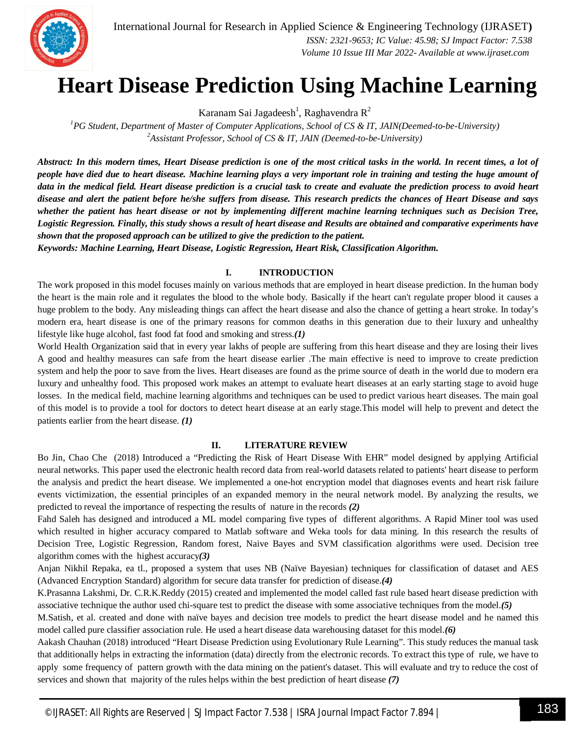# Heart Disease Prediction Using Machine Learning

Karanam Sai Jagadeesh[1], Raghavendra R[2]

[1]*PG Student, Department of Master of Computer Applications, School of CS & IT, JAIN(Deemed-to-be-University)*
[2]*Assistant Professor, School of CS & IT, JAIN (Deemed-to-be-University)*

***Abstract: In this modern times, Heart Disease prediction is one of the most critical tasks in the world. In recent times, a lot of people have died due to heart disease. Machine learning plays a very important role in training and testing the huge amount of data in the medical field. Heart disease prediction is a crucial task to create and evaluate the prediction process to avoid heart disease and alert the patient before he/she suffers from disease. This research predicts the chances of Heart Disease and says whether the patient has heart disease or not by implementing different machine learning techniques such as Decision Tree, Logistic Regression. Finally, this study shows a result of heart disease and Results are obtained and comparative experiments have shown that the proposed approach can be utilized to give the prediction to the patient.***

***Keywords: Machine Learning, Heart Disease, Logistic Regression, Heart Risk, Classification Algorithm.***

## I. INTRODUCTION

The work proposed in this model focuses mainly on various methods that are employed in heart disease prediction. In the human body the heart is the main role and it regulates the blood to the whole body. Basically if the heart can't regulate proper blood it causes a huge problem to the body. Any misleading things can affect the heart disease and also the chance of getting a heart stroke. In today's modern era, heart disease is one of the primary reasons for common deaths in this generation due to their luxury and unhealthy lifestyle like huge alcohol, fast food fat food and smoking and stress.***(1)***

World Health Organization said that in every year lakhs of people are suffering from this heart disease and they are losing their lives A good and healthy measures can safe from the heart disease earlier .The main effective is need to improve to create prediction system and help the poor to save from the lives. Heart diseases are found as the prime source of death in the world due to modern era luxury and unhealthy food. This proposed work makes an attempt to evaluate heart diseases at an early starting stage to avoid huge losses. In the medical field, machine learning algorithms and techniques can be used to predict various heart diseases. The main goal of this model is to provide a tool for doctors to detect heart disease at an early stage.This model will help to prevent and detect the patients earlier from the heart disease. ***(1)***

## II. LITERATURE REVIEW

Bo Jin, Chao Che (2018) Introduced a "Predicting the Risk of Heart Disease With EHR" model designed by applying Artificial neural networks. This paper used the electronic health record data from real-world datasets related to patients' heart disease to perform the analysis and predict the heart disease. We implemented a one-hot encryption model that diagnoses events and heart risk failure events victimization, the essential principles of an expanded memory in the neural network model. By analyzing the results, we predicted to reveal the importance of respecting the results of nature in the records ***(2)***

Fahd Saleh has designed and introduced a ML model comparing five types of different algorithms. A Rapid Miner tool was used which resulted in higher accuracy compared to Matlab software and Weka tools for data mining. In this research the results of Decision Tree, Logistic Regression, Random forest, Naive Bayes and SVM classification algorithms were used. Decision tree algorithm comes with the highest accuracy***(3)***

Anjan Nikhil Repaka, ea tl., proposed a system that uses NB (Naïve Bayesian) techniques for classification of dataset and AES (Advanced Encryption Standard) algorithm for secure data transfer for prediction of disease.***(4)***

K.Prasanna Lakshmi, Dr. C.R.K.Reddy (2015) created and implemented the model called fast rule based heart disease prediction with associative technique the author used chi-square test to predict the disease with some associative techniques from the model.***(5)***

M.Satish, et al. created and done with naïve bayes and decision tree models to predict the heart disease model and he named this model called pure classifier association rule. He used a heart disease data warehousing dataset for this model.***(6)***

Aakash Chauhan (2018) introduced "Heart Disease Prediction using Evolutionary Rule Learning". This study reduces the manual task that additionally helps in extracting the information (data) directly from the electronic records. To extract this type of rule, we have to apply some frequency of pattern growth with the data mining on the patient's dataset. This will evaluate and try to reduce the cost of services and shown that majority of the rules helps within the best prediction of heart disease ***(7)***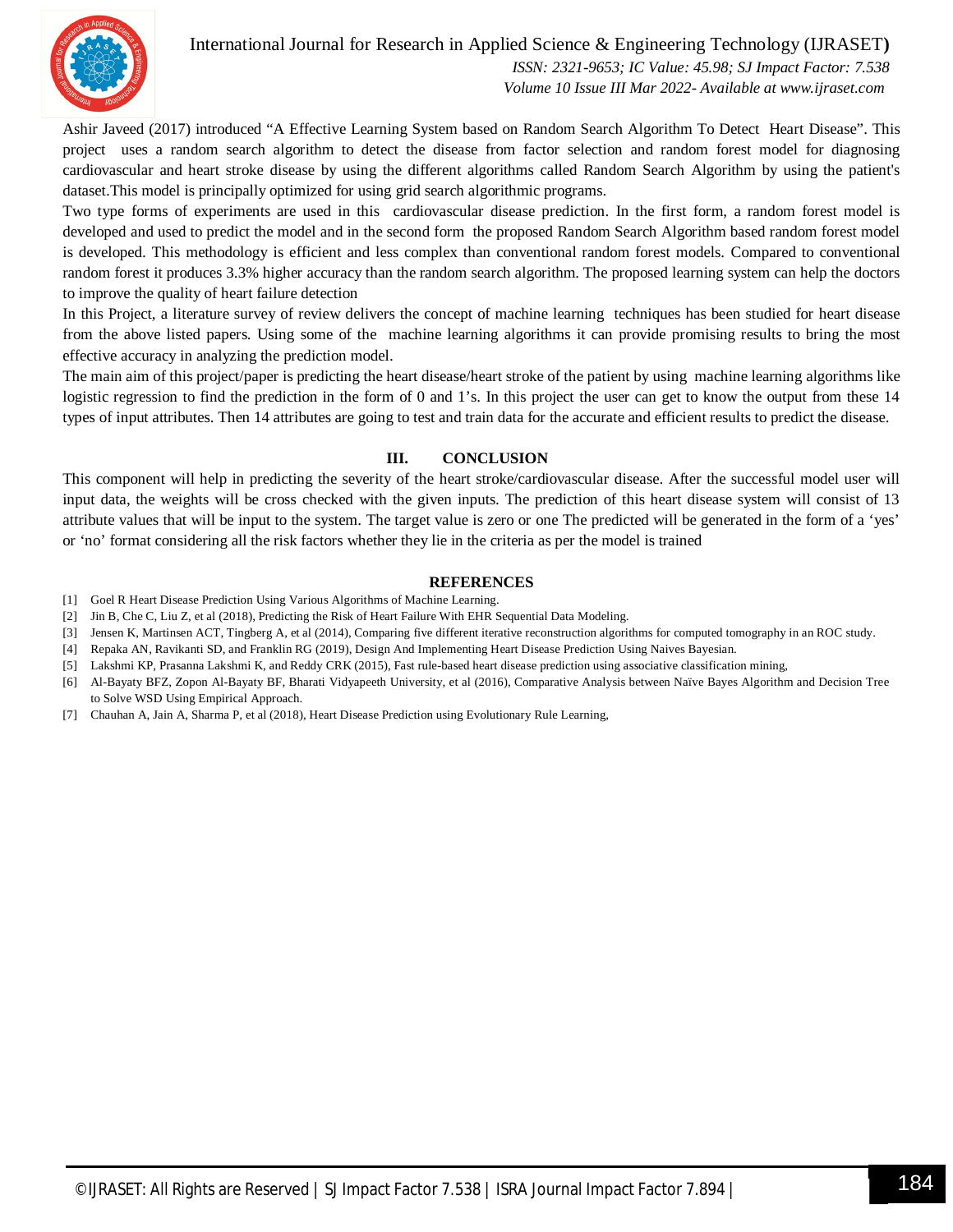Ashir Javeed (2017) introduced “A Effective Learning System based on Random Search Algorithm To Detect Heart Disease”. This project uses a random search algorithm to detect the disease from factor selection and random forest model for diagnosing cardiovascular and heart stroke disease by using the different algorithms called Random Search Algorithm by using the patient's dataset.This model is principally optimized for using grid search algorithmic programs.

Two type forms of experiments are used in this cardiovascular disease prediction. In the first form, a random forest model is developed and used to predict the model and in the second form the proposed Random Search Algorithm based random forest model is developed. This methodology is efficient and less complex than conventional random forest models. Compared to conventional random forest it produces 3.3% higher accuracy than the random search algorithm. The proposed learning system can help the doctors to improve the quality of heart failure detection

In this Project, a literature survey of review delivers the concept of machine learning techniques has been studied for heart disease from the above listed papers. Using some of the machine learning algorithms it can provide promising results to bring the most effective accuracy in analyzing the prediction model.

The main aim of this project/paper is predicting the heart disease/heart stroke of the patient by using machine learning algorithms like logistic regression to find the prediction in the form of 0 and 1’s. In this project the user can get to know the output from these 14 types of input attributes. Then 14 attributes are going to test and train data for the accurate and efficient results to predict the disease.

## III. CONCLUSION

This component will help in predicting the severity of the heart stroke/cardiovascular disease. After the successful model user will input data, the weights will be cross checked with the given inputs. The prediction of this heart disease system will consist of 13 attribute values that will be input to the system. The target value is zero or one The predicted will be generated in the form of a ‘yes’ or ‘no’ format considering all the risk factors whether they lie in the criteria as per the model is trained

## REFERENCES

[1] Goel R Heart Disease Prediction Using Various Algorithms of Machine Learning.

[2] Jin B, Che C, Liu Z, et al (2018), Predicting the Risk of Heart Failure With EHR Sequential Data Modeling.

[3] Jensen K, Martinsen ACT, Tingberg A, et al (2014), Comparing five different iterative reconstruction algorithms for computed tomography in an ROC study.

[4] Repaka AN, Ravikanti SD, and Franklin RG (2019), Design And Implementing Heart Disease Prediction Using Naives Bayesian.

[5] Lakshmi KP, Prasanna Lakshmi K, and Reddy CRK (2015), Fast rule-based heart disease prediction using associative classification mining,

[6] Al-Bayaty BFZ, Zopon Al-Bayaty BF, Bharati Vidyapeeth University, et al (2016), Comparative Analysis between Naïve Bayes Algorithm and Decision Tree to Solve WSD Using Empirical Approach.

[7] Chauhan A, Jain A, Sharma P, et al (2018), Heart Disease Prediction using Evolutionary Rule Learning,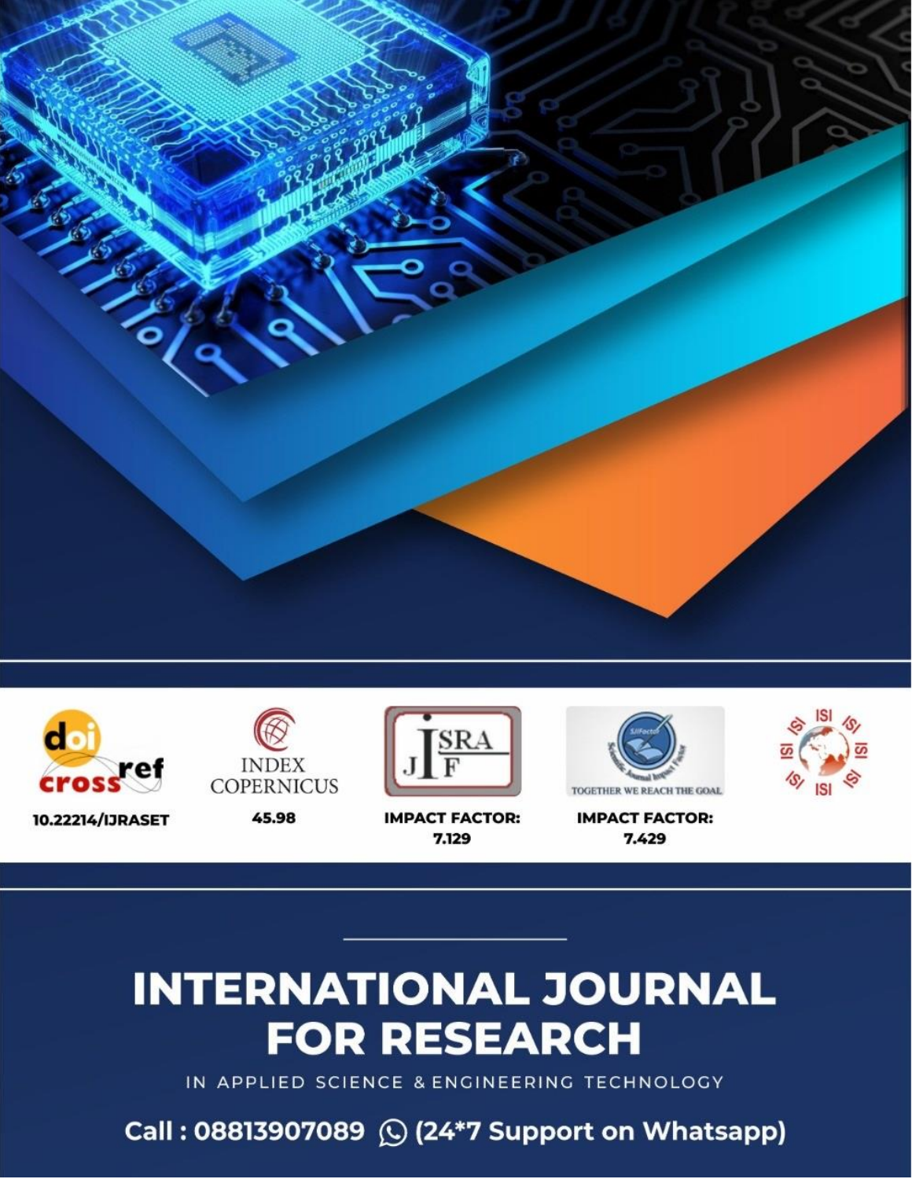10.22214/IJRASET

INDEX COPERNICUS

45.98

IMPACT FACTOR: 7.129

IMPACT FACTOR: 7.429

# INTERNATIONAL JOURNAL FOR RESEARCH

IN APPLIED SCIENCE & ENGINEERING TECHNOLOGY

Call : 08813907089 (24*7 Support on Whatsapp)